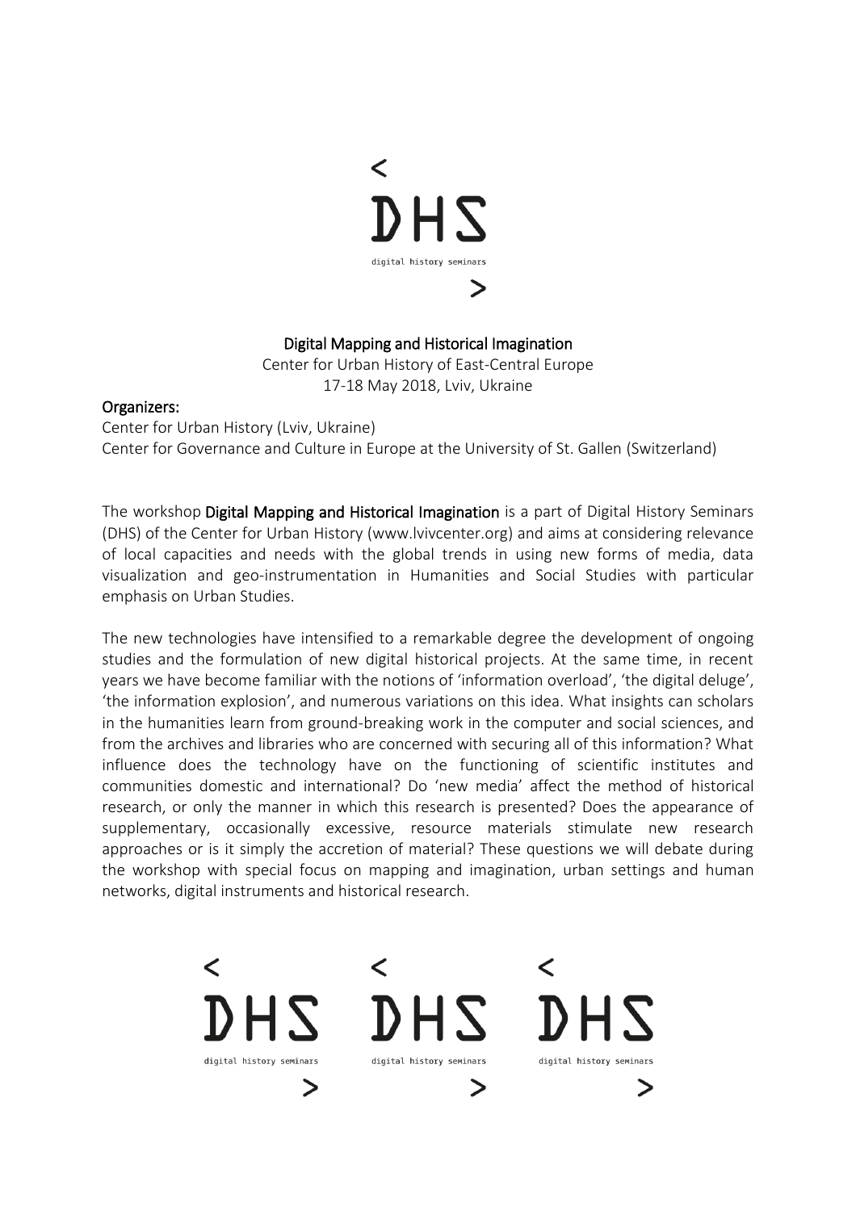< DHS digital history seminars >

**Digital Mapping and Historical Imagination**

Center for Urban History of East-Central Europe

17-18 May 2018, Lviv, Ukraine

**Organizers:**

Center for Urban History (Lviv, Ukraine)

Center for Governance and Culture in Europe at the University of St. Gallen (Switzerland)

The workshop **Digital Mapping and Historical Imagination** is a part of Digital History Seminars (DHS) of the Center for Urban History (www.lvivcenter.org) and aims at considering relevance of local capacities and needs with the global trends in using new forms of media, data visualization and geo-instrumentation in Humanities and Social Studies with particular emphasis on Urban Studies.

The new technologies have intensified to a remarkable degree the development of ongoing studies and the formulation of new digital historical projects. At the same time, in recent years we have become familiar with the notions of 'information overload', 'the digital deluge', 'the information explosion', and numerous variations on this idea. What insights can scholars in the humanities learn from ground-breaking work in the computer and social sciences, and from the archives and libraries who are concerned with securing all of this information? What influence does the technology have on the functioning of scientific institutes and communities domestic and international? Do 'new media' affect the method of historical research, or only the manner in which this research is presented? Does the appearance of supplementary, occasionally excessive, resource materials stimulate new research approaches or is it simply the accretion of material? These questions we will debate during the workshop with special focus on mapping and imagination, urban settings and human networks, digital instruments and historical research.

< DHS digital history seminars > < DHS digital history seminars > < DHS digital history seminars >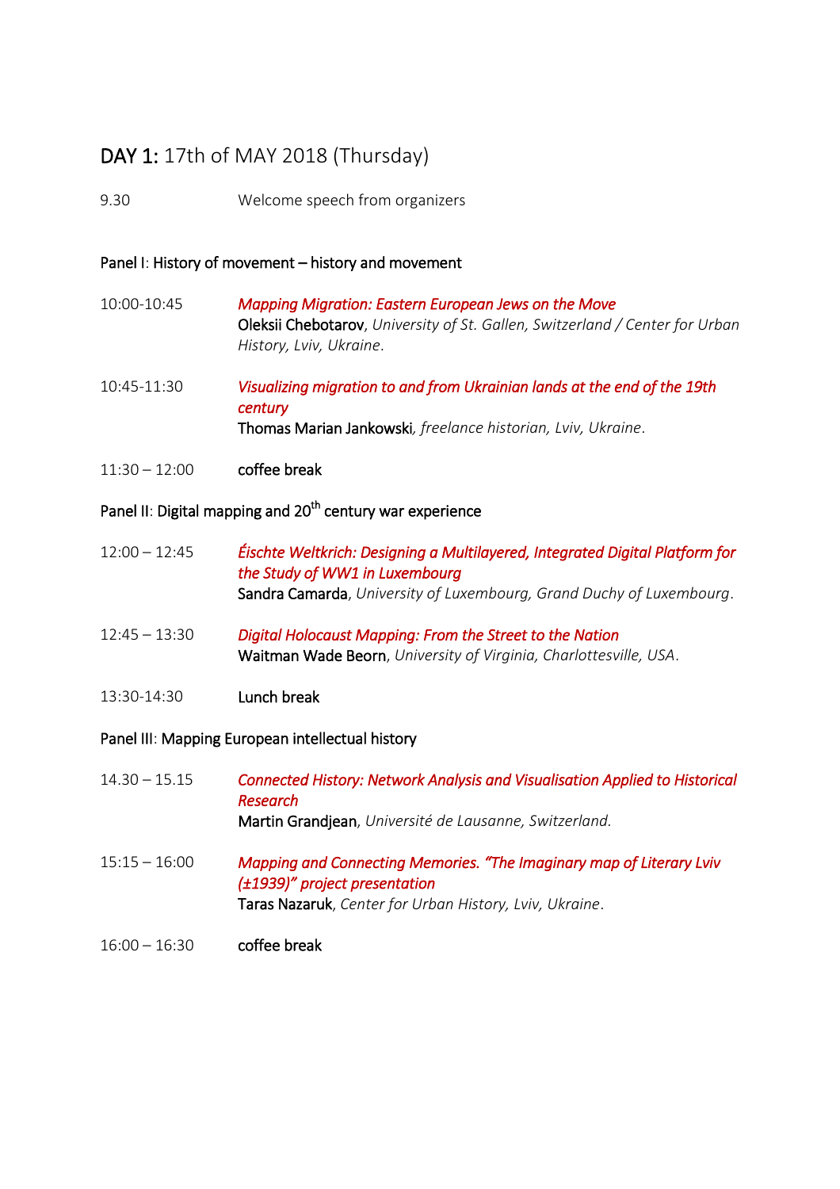## DAY 1: 17th of MAY 2018 (Thursday)

9.30 Welcome speech from organizers

### Panel I: History of movement – history and movement

10:00-10:45 *Mapping Migration: Eastern European Jews on the Move*
**Oleksii Chebotarov**, *University of St. Gallen, Switzerland / Center for Urban History, Lviv, Ukraine*.

10:45-11:30 *Visualizing migration to and from Ukrainian lands at the end of the 19th century*
**Thomas Marian Jankowski**, *freelance historian, Lviv, Ukraine*.

11:30 – 12:00 coffee break

### Panel II: Digital mapping and 20th century war experience

12:00 – 12:45 *Éischte Weltkrich: Designing a Multilayered, Integrated Digital Platform for the Study of WW1 in Luxembourg*
**Sandra Camarda**, *University of Luxembourg, Grand Duchy of Luxembourg*.

12:45 – 13:30 *Digital Holocaust Mapping: From the Street to the Nation*
**Waitman Wade Beorn**, *University of Virginia, Charlottesville, USA*.

13:30-14:30 Lunch break

### Panel III: Mapping European intellectual history

14.30 – 15.15 *Connected History: Network Analysis and Visualisation Applied to Historical Research*
**Martin Grandjean**, *Université de Lausanne, Switzerland.*

15:15 – 16:00 *Mapping and Connecting Memories. "The Imaginary map of Literary Lviv (±1939)" project presentation*
**Taras Nazaruk**, *Center for Urban History, Lviv, Ukraine*.

16:00 – 16:30 coffee break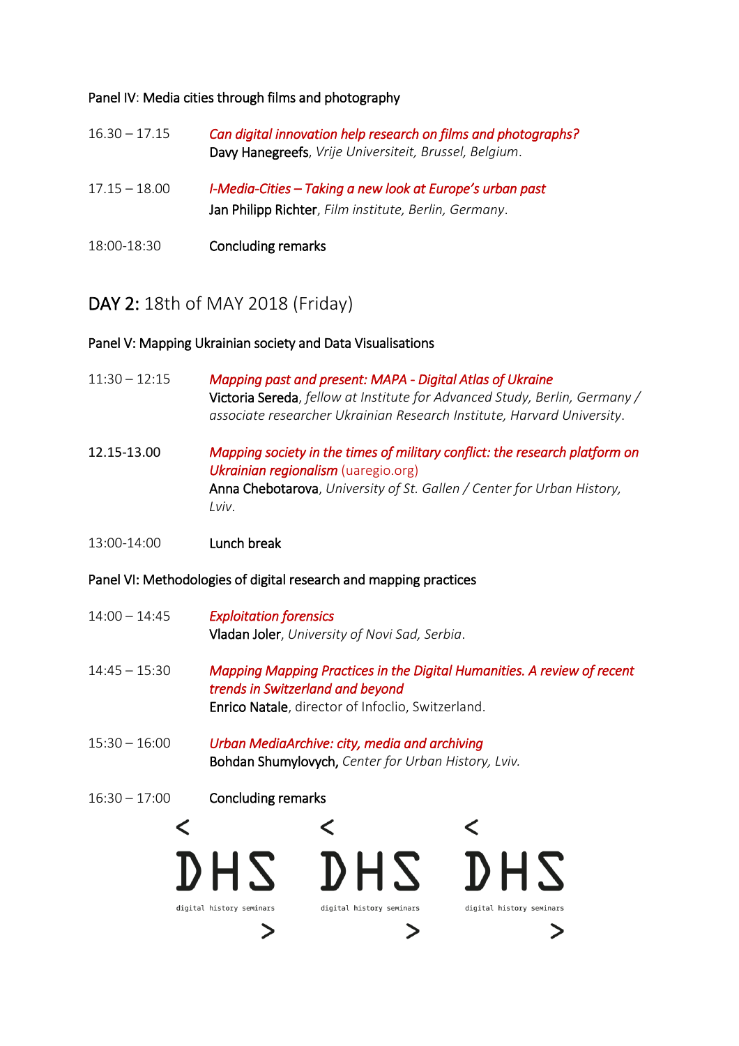Panel IV: Media cities through films and photography

16.30 – 17.15 *Can digital innovation help research on films and photographs?*
Davy Hanegreefs, *Vrije Universiteit, Brussel, Belgium*.

17.15 – 18.00 *I-Media-Cities – Taking a new look at Europe's urban past*
Jan Philipp Richter, *Film institute, Berlin, Germany*.

18:00-18:30 Concluding remarks

## DAY 2: 18th of MAY 2018 (Friday)

Panel V: Mapping Ukrainian society and Data Visualisations

11:30 – 12:15 *Mapping past and present: MAPA - Digital Atlas of Ukraine*
Victoria Sereda, *fellow at Institute for Advanced Study, Berlin, Germany / associate researcher Ukrainian Research Institute, Harvard University*.

12.15-13.00 *Mapping society in the times of military conflict: the research platform on Ukrainian regionalism* (uaregio.org)
Anna Chebotarova, *University of St. Gallen / Center for Urban History, Lviv*.

13:00-14:00 Lunch break

Panel VI: Methodologies of digital research and mapping practices

14:00 – 14:45 *Exploitation forensics*
Vladan Joler, *University of Novi Sad, Serbia*.

14:45 – 15:30 *Mapping Mapping Practices in the Digital Humanities. A review of recent trends in Switzerland and beyond*
Enrico Natale, director of Infoclio, Switzerland.

15:30 – 16:00 *Urban MediaArchive: city, media and archiving*
Bohdan Shumylovych, *Center for Urban History, Lviv*.

16:30 – 17:00 Concluding remarks

< DHS digital history seminars >

< DHS digital history seminars >

< DHS digital history seminars >